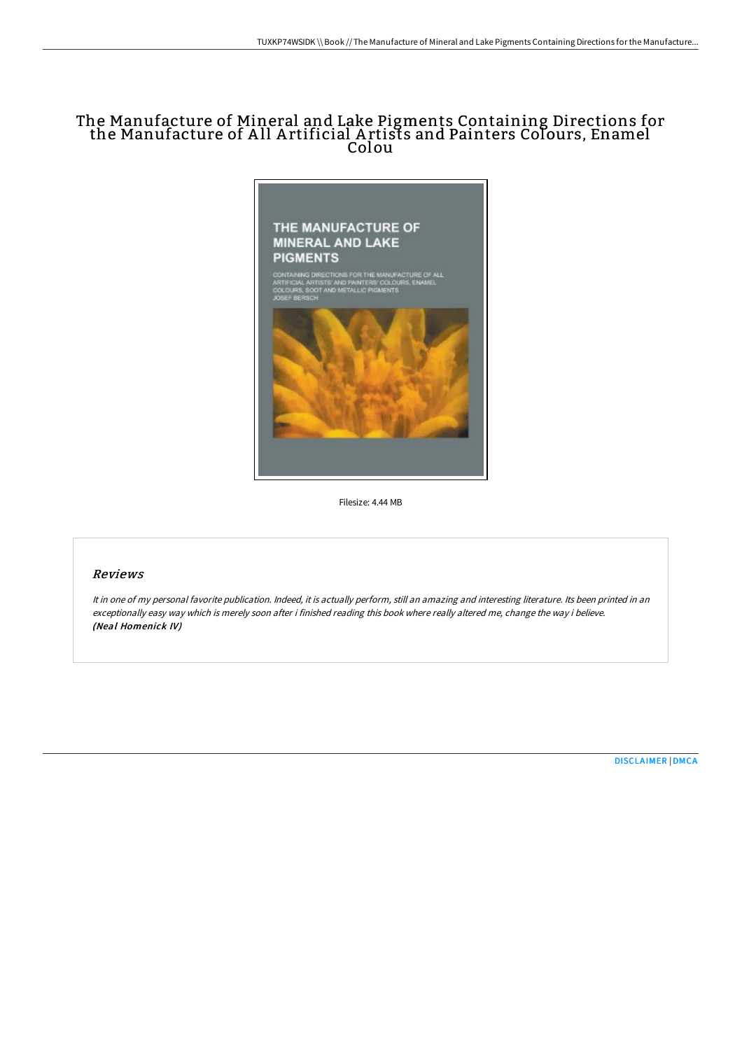# The Manufacture of Mineral and Lake Pigments Containing Directions for the Manufacture of All Artificial Artists and Painters Colours, Enamel Colou

Filesize: 4.44 MB

## *Reviews*

*It in one of my personal favorite publication. Indeed, it is actually perform, still an amazing and interesting literature. Its been printed in an exceptionally easy way which is merely soon after i finished reading this book where really altered me, change the way i believe.*
***(Neal Homenick IV)***

[DISCLAIMER](#) | [DMCA](#)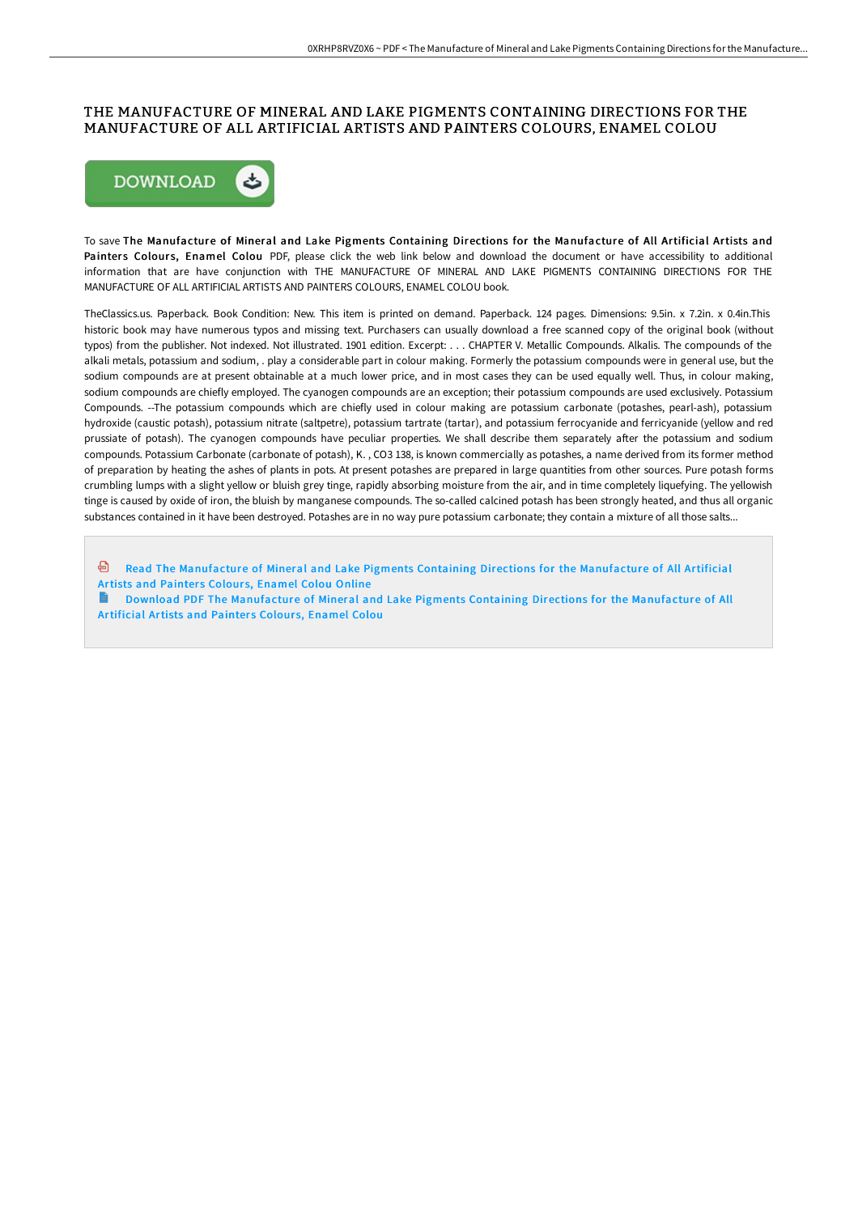# THE MANUFACTURE OF MINERAL AND LAKE PIGMENTS CONTAINING DIRECTIONS FOR THE MANUFACTURE OF ALL ARTIFICIAL ARTISTS AND PAINTERS COLOURS, ENAMEL COLOU

DOWNLOAD

To save **The Manufacture of Mineral and Lake Pigments Containing Directions for the Manufacture of All Artificial Artists and Painters Colours, Enamel Colou** PDF, please click the web link below and download the document or have accessibility to additional information that are have conjunction with THE MANUFACTURE OF MINERAL AND LAKE PIGMENTS CONTAINING DIRECTIONS FOR THE MANUFACTURE OF ALL ARTIFICIAL ARTISTS AND PAINTERS COLOURS, ENAMEL COLOU book.

TheClassics.us. Paperback. Book Condition: New. This item is printed on demand. Paperback. 124 pages. Dimensions: 9.5in. x 7.2in. x 0.4in.This historic book may have numerous typos and missing text. Purchasers can usually download a free scanned copy of the original book (without typos) from the publisher. Not indexed. Not illustrated. 1901 edition. Excerpt: . . . CHAPTER V. Metallic Compounds. Alkalis. The compounds of the alkali metals, potassium and sodium, . play a considerable part in colour making. Formerly the potassium compounds were in general use, but the sodium compounds are at present obtainable at a much lower price, and in most cases they can be used equally well. Thus, in colour making, sodium compounds are chiefly employed. The cyanogen compounds are an exception; their potassium compounds are used exclusively. Potassium Compounds. --The potassium compounds which are chiefly used in colour making are potassium carbonate (potashes, pearl-ash), potassium hydroxide (caustic potash), potassium nitrate (saltpetre), potassium tartrate (tartar), and potassium ferrocyanide and ferricyanide (yellow and red prussiate of potash). The cyanogen compounds have peculiar properties. We shall describe them separately after the potassium and sodium compounds. Potassium Carbonate (carbonate of potash), K. , CO3 138, is known commercially as potashes, a name derived from its former method of preparation by heating the ashes of plants in pots. At present potashes are prepared in large quantities from other sources. Pure potash forms crumbling lumps with a slight yellow or bluish grey tinge, rapidly absorbing moisture from the air, and in time completely liquefying. The yellowish tinge is caused by oxide of iron, the bluish by manganese compounds. The so-called calcined potash has been strongly heated, and thus all organic substances contained in it have been destroyed. Potashes are in no way pure potassium carbonate; they contain a mixture of all those salts...

- Read The Manufacture of Mineral and Lake Pigments Containing Directions for the Manufacture of All Artificial Artists and Painters Colours, Enamel Colou Online
- Download PDF The Manufacture of Mineral and Lake Pigments Containing Directions for the Manufacture of All Artificial Artists and Painters Colours, Enamel Colou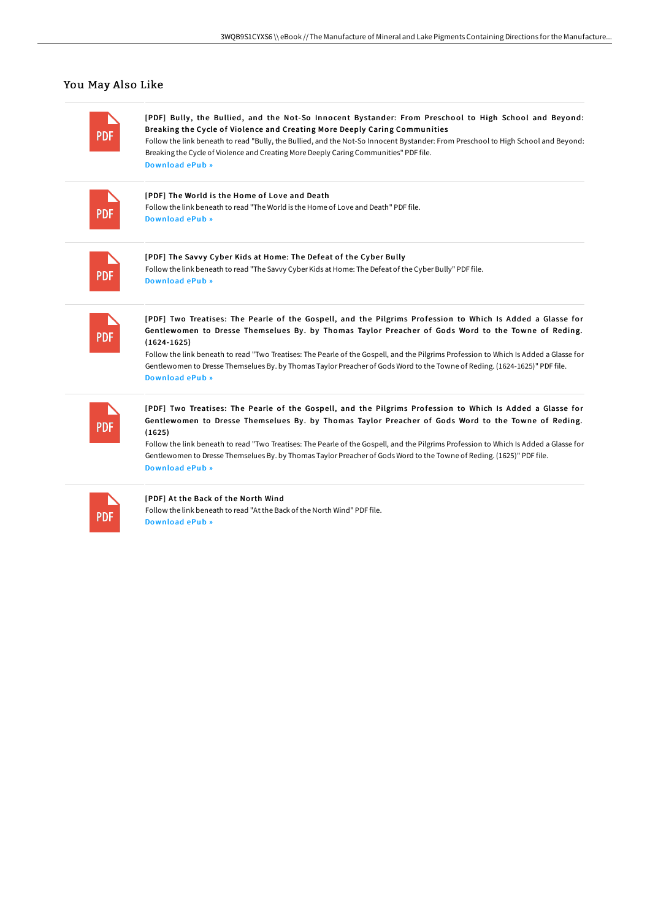## You May Also Like

**[PDF] Bully, the Bullied, and the Not-So Innocent Bystander: From Preschool to High School and Beyond: Breaking the Cycle of Violence and Creating More Deeply Caring Communities**

Follow the link beneath to read "Bully, the Bullied, and the Not-So Innocent Bystander: From Preschool to High School and Beyond: Breaking the Cycle of Violence and Creating More Deeply Caring Communities" PDF file.

Download ePub »

**[PDF] The World is the Home of Love and Death**

Follow the link beneath to read "The World is the Home of Love and Death" PDF file.

Download ePub »

**[PDF] The Savvy Cyber Kids at Home: The Defeat of the Cyber Bully**

Follow the link beneath to read "The Savvy Cyber Kids at Home: The Defeat of the Cyber Bully" PDF file.

Download ePub »

**[PDF] Two Treatises: The Pearle of the Gospell, and the Pilgrims Profession to Which Is Added a Glasse for Gentlewomen to Dresse Themselues By. by Thomas Taylor Preacher of Gods Word to the Towne of Reding. (1624-1625)**

Follow the link beneath to read "Two Treatises: The Pearle of the Gospell, and the Pilgrims Profession to Which Is Added a Glasse for Gentlewomen to Dresse Themselues By. by Thomas Taylor Preacher of Gods Word to the Towne of Reding. (1624-1625)" PDF file.

Download ePub »

**[PDF] Two Treatises: The Pearle of the Gospell, and the Pilgrims Profession to Which Is Added a Glasse for Gentlewomen to Dresse Themselues By. by Thomas Taylor Preacher of Gods Word to the Towne of Reding. (1625)**

Follow the link beneath to read "Two Treatises: The Pearle of the Gospell, and the Pilgrims Profession to Which Is Added a Glasse for Gentlewomen to Dresse Themselues By. by Thomas Taylor Preacher of Gods Word to the Towne of Reding. (1625)" PDF file.

Download ePub »

**[PDF] At the Back of the North Wind**

Follow the link beneath to read "At the Back of the North Wind" PDF file.

Download ePub »